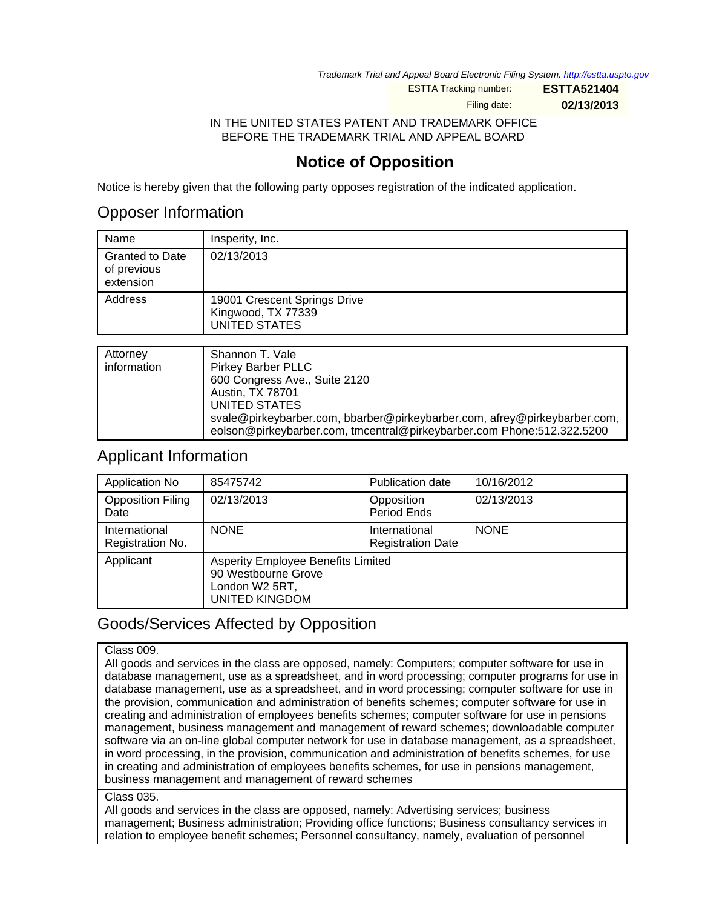*Trademark Trial and Appeal Board Electronic Filing System. http://estta.uspto.gov*

| | |
|---|---|
| ESTTA Tracking number: | **ESTTA521404** |
| Filing date: | **02/13/2013** |

IN THE UNITED STATES PATENT AND TRADEMARK OFFICE
BEFORE THE TRADEMARK TRIAL AND APPEAL BOARD

# Notice of Opposition

Notice is hereby given that the following party opposes registration of the indicated application.

## Opposer Information

| | |
|---|---|
| Name | Insperity, Inc. |
| Granted to Date of previous extension | 02/13/2013 |
| Address | 19001 Crescent Springs Drive<br>Kingwood, TX 77339<br>UNITED STATES |

| | |
|---|---|
| Attorney information | Shannon T. Vale<br>Pirkey Barber PLLC<br>600 Congress Ave., Suite 2120<br>Austin, TX 78701<br>UNITED STATES<br>svale@pirkeybarber.com, bbarber@pirkeybarber.com, afrey@pirkeybarber.com, eolson@pirkeybarber.com, tmcentral@pirkeybarber.com Phone:512.322.5200 |

## Applicant Information

| | | | |
|---|---|---|---|
| Application No | 85475742 | Publication date | 10/16/2012 |
| Opposition Filing Date | 02/13/2013 | Opposition Period Ends | 02/13/2013 |
| International Registration No. | NONE | International Registration Date | NONE |
| Applicant | Asperity Employee Benefits Limited<br>90 Westbourne Grove<br>London W2 5RT,<br>UNITED KINGDOM | | |

## Goods/Services Affected by Opposition

Class 009.
All goods and services in the class are opposed, namely: Computers; computer software for use in database management, use as a spreadsheet, and in word processing; computer programs for use in database management, use as a spreadsheet, and in word processing; computer software for use in the provision, communication and administration of benefits schemes; computer software for use in creating and administration of employees benefits schemes; computer software for use in pensions management, business management and management of reward schemes; downloadable computer software via an on-line global computer network for use in database management, as a spreadsheet, in word processing, in the provision, communication and administration of benefits schemes, for use in creating and administration of employees benefits schemes, for use in pensions management, business management and management of reward schemes

Class 035.
All goods and services in the class are opposed, namely: Advertising services; business management; Business administration; Providing office functions; Business consultancy services in relation to employee benefit schemes; Personnel consultancy, namely, evaluation of personnel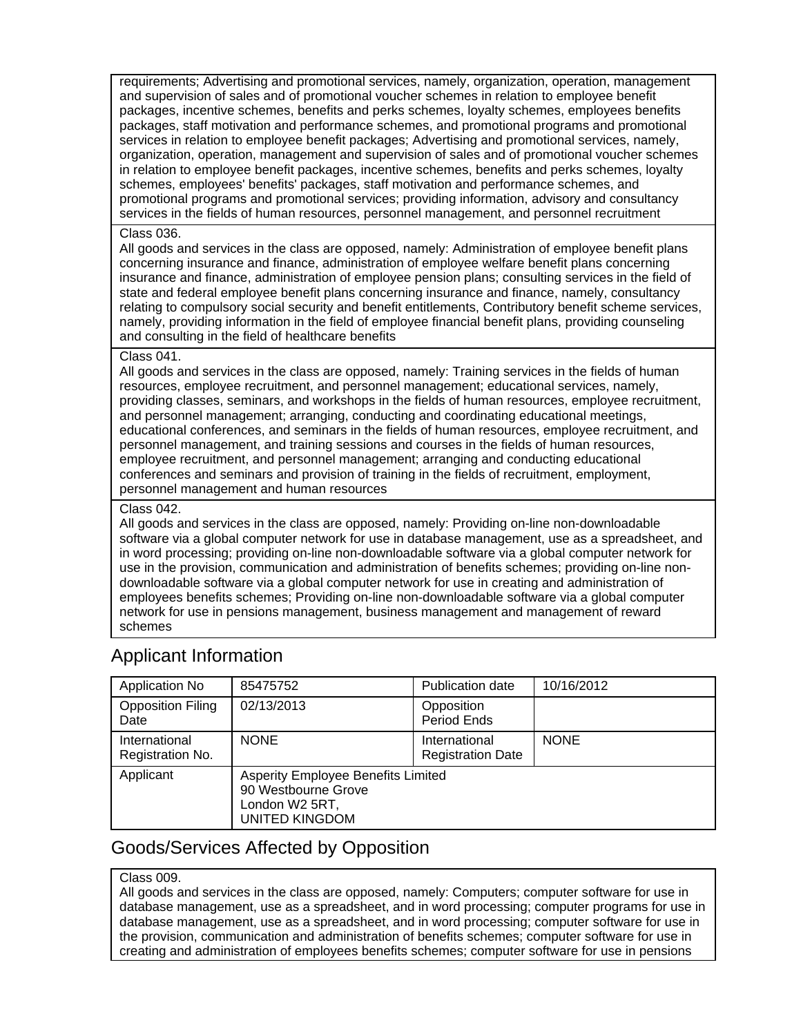| requirements; Advertising and promotional services, namely, organization, operation, management and supervision of sales and of promotional voucher schemes in relation to employee benefit packages, incentive schemes, benefits and perks schemes, loyalty schemes, employees benefits packages, staff motivation and performance schemes, and promotional programs and promotional services in relation to employee benefit packages; Advertising and promotional services, namely, organization, operation, management and supervision of sales and of promotional voucher schemes in relation to employee benefit packages, incentive schemes, benefits and perks schemes, loyalty schemes, employees' benefits' packages, staff motivation and performance schemes, and promotional programs and promotional services; providing information, advisory and consultancy services in the fields of human resources, personnel management, and personnel recruitment |
|---|
| Class 036.<br>All goods and services in the class are opposed, namely: Administration of employee benefit plans concerning insurance and finance, administration of employee welfare benefit plans concerning insurance and finance, administration of employee pension plans; consulting services in the field of state and federal employee benefit plans concerning insurance and finance, namely, consultancy relating to compulsory social security and benefit entitlements, Contributory benefit scheme services, namely, providing information in the field of employee financial benefit plans, providing counseling and consulting in the field of healthcare benefits |
| Class 041.<br>All goods and services in the class are opposed, namely: Training services in the fields of human resources, employee recruitment, and personnel management; educational services, namely, providing classes, seminars, and workshops in the fields of human resources, employee recruitment, and personnel management; arranging, conducting and coordinating educational meetings, educational conferences, and seminars in the fields of human resources, employee recruitment, and personnel management, and training sessions and courses in the fields of human resources, employee recruitment, and personnel management; arranging and conducting educational conferences and seminars and provision of training in the fields of recruitment, employment, personnel management and human resources |
| Class 042.<br>All goods and services in the class are opposed, namely: Providing on-line non-downloadable software via a global computer network for use in database management, use as a spreadsheet, and in word processing; providing on-line non-downloadable software via a global computer network for use in the provision, communication and administration of benefits schemes; providing on-line non-downloadable software via a global computer network for use in creating and administration of employees benefits schemes; Providing on-line non-downloadable software via a global computer network for use in pensions management, business management and management of reward schemes |

## Applicant Information

| Application No | 85475752 | Publication date | 10/16/2012 |
|---|---|---|---|
| Opposition Filing Date | 02/13/2013 | Opposition Period Ends | |
| International Registration No. | NONE | International Registration Date | NONE |
| Applicant | Asperity Employee Benefits Limited<br>90 Westbourne Grove<br>London W2 5RT,<br>UNITED KINGDOM | | |

## Goods/Services Affected by Opposition

| Class 009.<br>All goods and services in the class are opposed, namely: Computers; computer software for use in database management, use as a spreadsheet, and in word processing; computer programs for use in database management, use as a spreadsheet, and in word processing; computer software for use in the provision, communication and administration of benefits schemes; computer software for use in creating and administration of employees benefits schemes; computer software for use in pensions |
|---|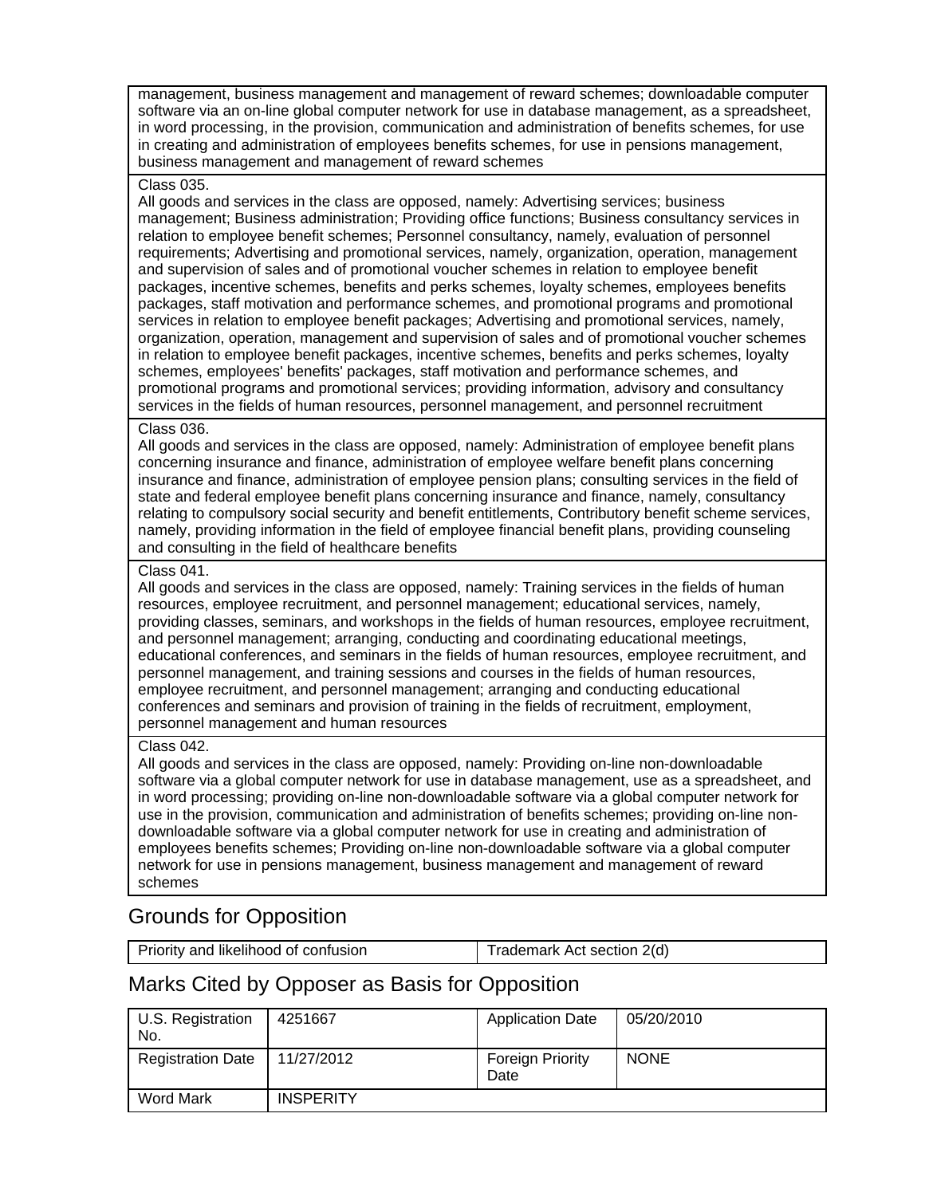| management, business management and management of reward schemes; downloadable computer software via an on-line global computer network for use in database management, as a spreadsheet, in word processing, in the provision, communication and administration of benefits schemes, for use in creating and administration of employees benefits schemes, for use in pensions management, business management and management of reward schemes |
|---|
| Class 035.<br>All goods and services in the class are opposed, namely: Advertising services; business management; Business administration; Providing office functions; Business consultancy services in relation to employee benefit schemes; Personnel consultancy, namely, evaluation of personnel requirements; Advertising and promotional services, namely, organization, operation, management and supervision of sales and of promotional voucher schemes in relation to employee benefit packages, incentive schemes, benefits and perks schemes, loyalty schemes, employees benefits packages, staff motivation and performance schemes, and promotional programs and promotional services in relation to employee benefit packages; Advertising and promotional services, namely, organization, operation, management and supervision of sales and of promotional voucher schemes in relation to employee benefit packages, incentive schemes, benefits and perks schemes, loyalty schemes, employees' benefits' packages, staff motivation and performance schemes, and promotional programs and promotional services; providing information, advisory and consultancy services in the fields of human resources, personnel management, and personnel recruitment |
| Class 036.<br>All goods and services in the class are opposed, namely: Administration of employee benefit plans concerning insurance and finance, administration of employee welfare benefit plans concerning insurance and finance, administration of employee pension plans; consulting services in the field of state and federal employee benefit plans concerning insurance and finance, namely, consultancy relating to compulsory social security and benefit entitlements, Contributory benefit scheme services, namely, providing information in the field of employee financial benefit plans, providing counseling and consulting in the field of healthcare benefits |
| Class 041.<br>All goods and services in the class are opposed, namely: Training services in the fields of human resources, employee recruitment, and personnel management; educational services, namely, providing classes, seminars, and workshops in the fields of human resources, employee recruitment, and personnel management; arranging, conducting and coordinating educational meetings, educational conferences, and seminars in the fields of human resources, employee recruitment, and personnel management, and training sessions and courses in the fields of human resources, employee recruitment, and personnel management; arranging and conducting educational conferences and seminars and provision of training in the fields of recruitment, employment, personnel management and human resources |
| Class 042.<br>All goods and services in the class are opposed, namely: Providing on-line non-downloadable software via a global computer network for use in database management, use as a spreadsheet, and in word processing; providing on-line non-downloadable software via a global computer network for use in the provision, communication and administration of benefits schemes; providing on-line non-downloadable software via a global computer network for use in creating and administration of employees benefits schemes; Providing on-line non-downloadable software via a global computer network for use in pensions management, business management and management of reward schemes |

## Grounds for Opposition

| Priority and likelihood of confusion | Trademark Act section 2(d) |
|---|---|

## Marks Cited by Opposer as Basis for Opposition

| U.S. Registration No. | 4251667 | Application Date | 05/20/2010 |
|---|---|---|---|
| Registration Date | 11/27/2012 | Foreign Priority Date | NONE |
| Word Mark | INSPERITY | | |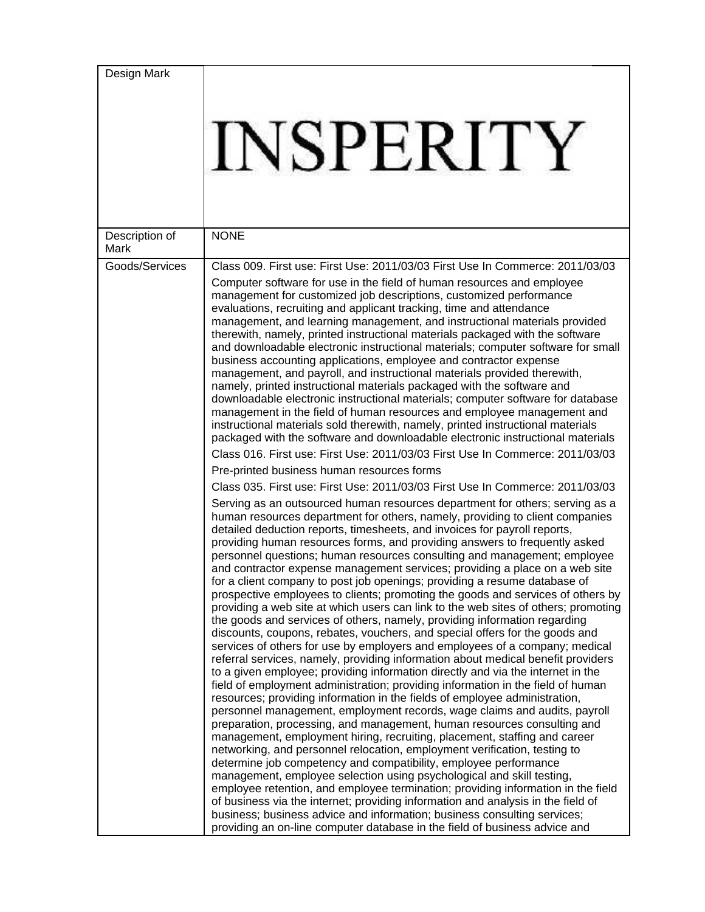| Design Mark | INSPERITY |
| --- | --- |
| Description of Mark | NONE |
| Goods/Services | Class 009. First use: First Use: 2011/03/03 First Use In Commerce: 2011/03/03<br><br>Computer software for use in the field of human resources and employee management for customized job descriptions, customized performance evaluations, recruiting and applicant tracking, time and attendance management, and learning management, and instructional materials provided therewith, namely, printed instructional materials packaged with the software and downloadable electronic instructional materials; computer software for small business accounting applications, employee and contractor expense management, and payroll, and instructional materials provided therewith, namely, printed instructional materials packaged with the software and downloadable electronic instructional materials; computer software for database management in the field of human resources and employee management and instructional materials sold therewith, namely, printed instructional materials packaged with the software and downloadable electronic instructional materials<br><br>Class 016. First use: First Use: 2011/03/03 First Use In Commerce: 2011/03/03<br><br>Pre-printed business human resources forms<br><br>Class 035. First use: First Use: 2011/03/03 First Use In Commerce: 2011/03/03<br><br>Serving as an outsourced human resources department for others; serving as a human resources department for others, namely, providing to client companies detailed deduction reports, timesheets, and invoices for payroll reports, providing human resources forms, and providing answers to frequently asked personnel questions; human resources consulting and management; employee and contractor expense management services; providing a place on a web site for a client company to post job openings; providing a resume database of prospective employees to clients; promoting the goods and services of others by providing a web site at which users can link to the web sites of others; promoting the goods and services of others, namely, providing information regarding discounts, coupons, rebates, vouchers, and special offers for the goods and services of others for use by employers and employees of a company; medical referral services, namely, providing information about medical benefit providers to a given employee; providing information directly and via the internet in the field of employment administration; providing information in the field of human resources; providing information in the fields of employee administration, personnel management, employment records, wage claims and audits, payroll preparation, processing, and management, human resources consulting and management, employment hiring, recruiting, placement, staffing and career networking, and personnel relocation, employment verification, testing to determine job competency and compatibility, employee performance management, employee selection using psychological and skill testing, employee retention, and employee termination; providing information in the field of business via the internet; providing information and analysis in the field of business; business advice and information; business consulting services; providing an on-line computer database in the field of business advice and |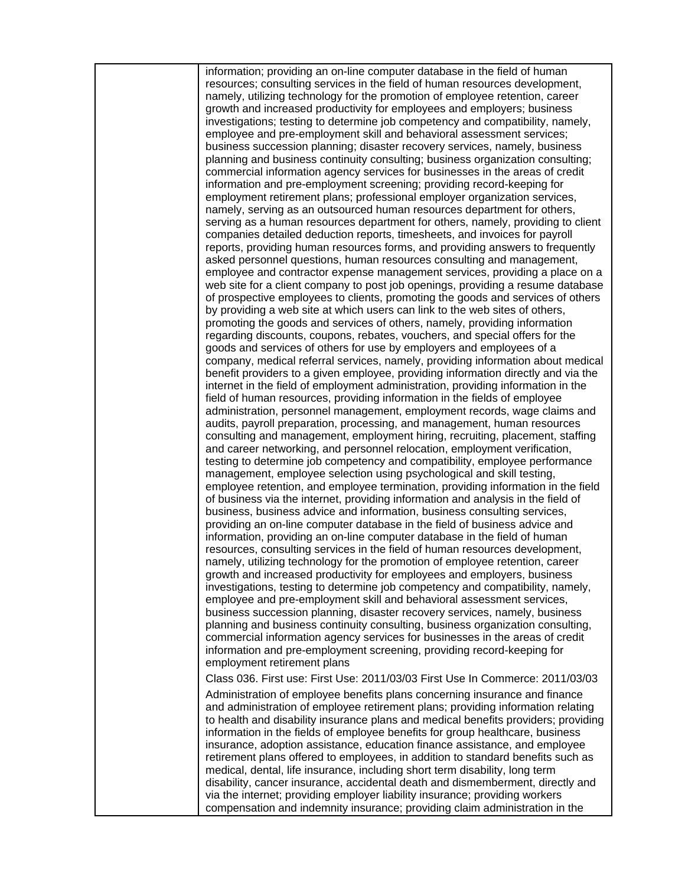| | |
|---|---|
| | information; providing an on-line computer database in the field of human resources; consulting services in the field of human resources development, namely, utilizing technology for the promotion of employee retention, career growth and increased productivity for employees and employers; business investigations; testing to determine job competency and compatibility, namely, employee and pre-employment skill and behavioral assessment services; business succession planning; disaster recovery services, namely, business planning and business continuity consulting; business organization consulting; commercial information agency services for businesses in the areas of credit information and pre-employment screening; providing record-keeping for employment retirement plans; professional employer organization services, namely, serving as an outsourced human resources department for others, serving as a human resources department for others, namely, providing to client companies detailed deduction reports, timesheets, and invoices for payroll reports, providing human resources forms, and providing answers to frequently asked personnel questions, human resources consulting and management, employee and contractor expense management services, providing a place on a web site for a client company to post job openings, providing a resume database of prospective employees to clients, promoting the goods and services of others by providing a web site at which users can link to the web sites of others, promoting the goods and services of others, namely, providing information regarding discounts, coupons, rebates, vouchers, and special offers for the goods and services of others for use by employers and employees of a company, medical referral services, namely, providing information about medical benefit providers to a given employee, providing information directly and via the internet in the field of employment administration, providing information in the field of human resources, providing information in the fields of employee administration, personnel management, employment records, wage claims and audits, payroll preparation, processing, and management, human resources consulting and management, employment hiring, recruiting, placement, staffing and career networking, and personnel relocation, employment verification, testing to determine job competency and compatibility, employee performance management, employee selection using psychological and skill testing, employee retention, and employee termination, providing information in the field of business via the internet, providing information and analysis in the field of business, business advice and information, business consulting services, providing an on-line computer database in the field of business advice and information, providing an on-line computer database in the field of human resources, consulting services in the field of human resources development, namely, utilizing technology for the promotion of employee retention, career growth and increased productivity for employees and employers, business investigations, testing to determine job competency and compatibility, namely, employee and pre-employment skill and behavioral assessment services, business succession planning, disaster recovery services, namely, business planning and business continuity consulting, business organization consulting, commercial information agency services for businesses in the areas of credit information and pre-employment screening, providing record-keeping for employment retirement plans<br><br>Class 036. First use: First Use: 2011/03/03 First Use In Commerce: 2011/03/03<br><br>Administration of employee benefits plans concerning insurance and finance and administration of employee retirement plans; providing information relating to health and disability insurance plans and medical benefits providers; providing information in the fields of employee benefits for group healthcare, business insurance, adoption assistance, education finance assistance, and employee retirement plans offered to employees, in addition to standard benefits such as medical, dental, life insurance, including short term disability, long term disability, cancer insurance, accidental death and dismemberment, directly and via the internet; providing employer liability insurance; providing workers compensation and indemnity insurance; providing claim administration in the |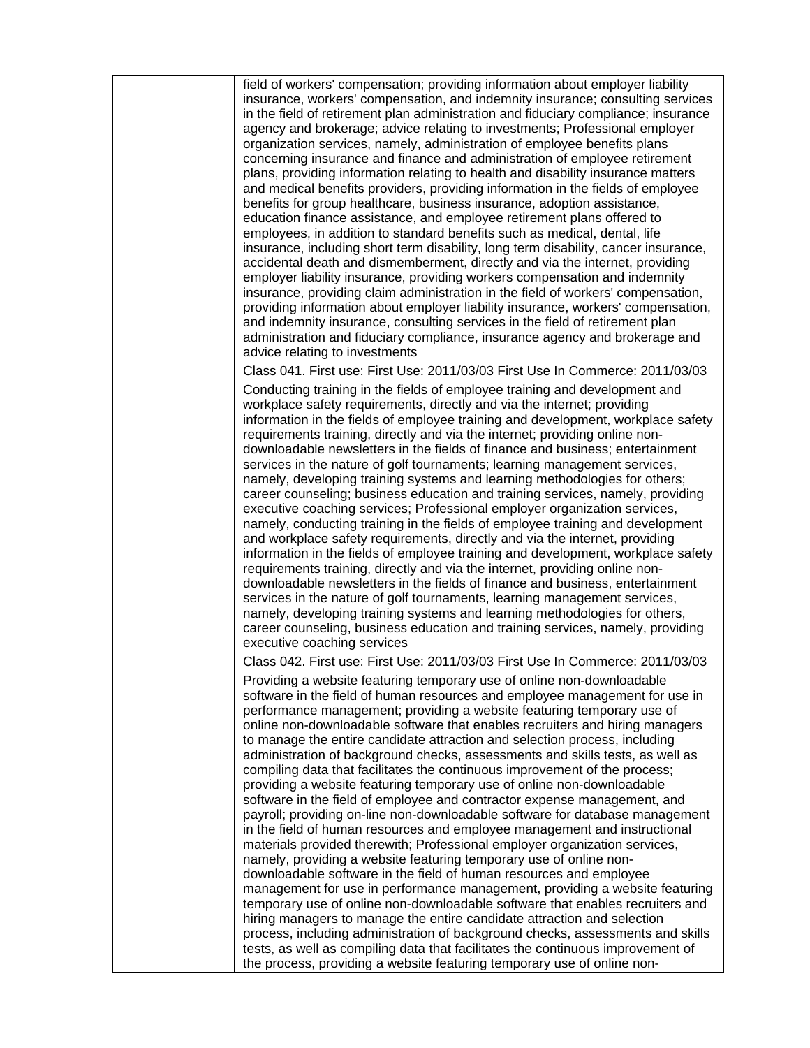| | |
|---|---|
| | field of workers' compensation; providing information about employer liability insurance, workers' compensation, and indemnity insurance; consulting services in the field of retirement plan administration and fiduciary compliance; insurance agency and brokerage; advice relating to investments; Professional employer organization services, namely, administration of employee benefits plans concerning insurance and finance and administration of employee retirement plans, providing information relating to health and disability insurance matters and medical benefits providers, providing information in the fields of employee benefits for group healthcare, business insurance, adoption assistance, education finance assistance, and employee retirement plans offered to employees, in addition to standard benefits such as medical, dental, life insurance, including short term disability, long term disability, cancer insurance, accidental death and dismemberment, directly and via the internet, providing employer liability insurance, providing workers compensation and indemnity insurance, providing claim administration in the field of workers' compensation, providing information about employer liability insurance, workers' compensation, and indemnity insurance, consulting services in the field of retirement plan administration and fiduciary compliance, insurance agency and brokerage and advice relating to investments<br><br>Class 041. First use: First Use: 2011/03/03 First Use In Commerce: 2011/03/03<br><br>Conducting training in the fields of employee training and development and workplace safety requirements, directly and via the internet; providing information in the fields of employee training and development, workplace safety requirements training, directly and via the internet; providing online non-downloadable newsletters in the fields of finance and business; entertainment services in the nature of golf tournaments; learning management services, namely, developing training systems and learning methodologies for others; career counseling; business education and training services, namely, providing executive coaching services; Professional employer organization services, namely, conducting training in the fields of employee training and development and workplace safety requirements, directly and via the internet, providing information in the fields of employee training and development, workplace safety requirements training, directly and via the internet, providing online non-downloadable newsletters in the fields of finance and business, entertainment services in the nature of golf tournaments, learning management services, namely, developing training systems and learning methodologies for others, career counseling, business education and training services, namely, providing executive coaching services<br><br>Class 042. First use: First Use: 2011/03/03 First Use In Commerce: 2011/03/03<br><br>Providing a website featuring temporary use of online non-downloadable software in the field of human resources and employee management for use in performance management; providing a website featuring temporary use of online non-downloadable software that enables recruiters and hiring managers to manage the entire candidate attraction and selection process, including administration of background checks, assessments and skills tests, as well as compiling data that facilitates the continuous improvement of the process; providing a website featuring temporary use of online non-downloadable software in the field of employee and contractor expense management, and payroll; providing on-line non-downloadable software for database management in the field of human resources and employee management and instructional materials provided therewith; Professional employer organization services, namely, providing a website featuring temporary use of online non-downloadable software in the field of human resources and employee management for use in performance management, providing a website featuring temporary use of online non-downloadable software that enables recruiters and hiring managers to manage the entire candidate attraction and selection process, including administration of background checks, assessments and skills tests, as well as compiling data that facilitates the continuous improvement of the process, providing a website featuring temporary use of online non- |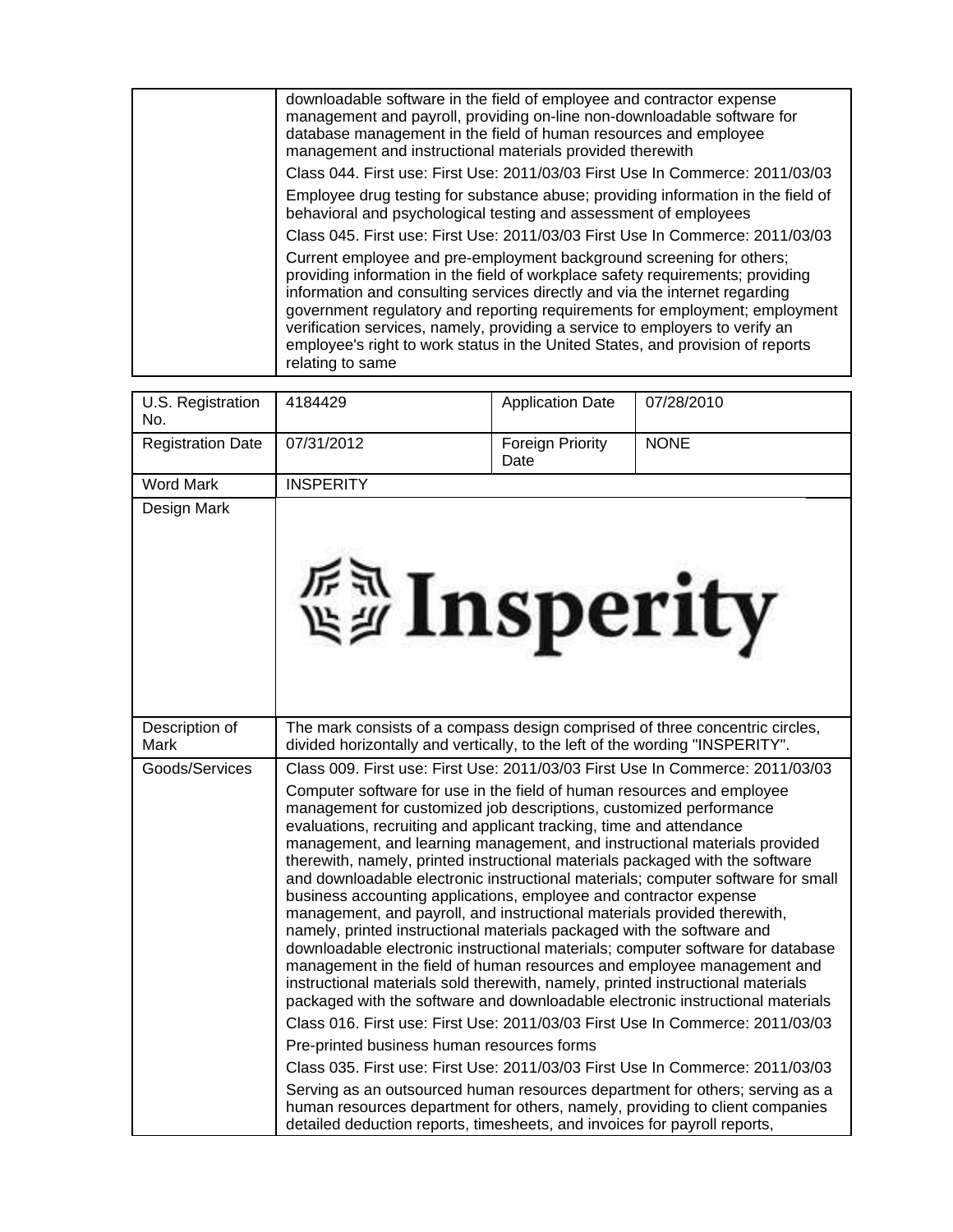| | |
|---|---|
| | downloadable software in the field of employee and contractor expense management and payroll, providing on-line non-downloadable software for database management in the field of human resources and employee management and instructional materials provided therewith<br><br>Class 044. First use: First Use: 2011/03/03 First Use In Commerce: 2011/03/03<br><br>Employee drug testing for substance abuse; providing information in the field of behavioral and psychological testing and assessment of employees<br><br>Class 045. First use: First Use: 2011/03/03 First Use In Commerce: 2011/03/03<br><br>Current employee and pre-employment background screening for others; providing information in the field of workplace safety requirements; providing information and consulting services directly and via the internet regarding government regulatory and reporting requirements for employment; employment verification services, namely, providing a service to employers to verify an employee's right to work status in the United States, and provision of reports relating to same |

| U.S. Registration No. | 4184429 | Application Date | 07/28/2010 |
|---|---|---|---|
| Registration Date | 07/31/2012 | Foreign Priority Date | NONE |
| Word Mark | INSPERITY | | |
| Design Mark | Insperity | | |
| Description of Mark | The mark consists of a compass design comprised of three concentric circles, divided horizontally and vertically, to the left of the wording "INSPERITY". | | |
| Goods/Services | Class 009. First use: First Use: 2011/03/03 First Use In Commerce: 2011/03/03<br><br>Computer software for use in the field of human resources and employee management for customized job descriptions, customized performance evaluations, recruiting and applicant tracking, time and attendance management, and learning management, and instructional materials provided therewith, namely, printed instructional materials packaged with the software and downloadable electronic instructional materials; computer software for small business accounting applications, employee and contractor expense management, and payroll, and instructional materials provided therewith, namely, printed instructional materials packaged with the software and downloadable electronic instructional materials; computer software for database management in the field of human resources and employee management and instructional materials sold therewith, namely, printed instructional materials packaged with the software and downloadable electronic instructional materials<br><br>Class 016. First use: First Use: 2011/03/03 First Use In Commerce: 2011/03/03<br><br>Pre-printed business human resources forms<br><br>Class 035. First use: First Use: 2011/03/03 First Use In Commerce: 2011/03/03<br><br>Serving as an outsourced human resources department for others; serving as a human resources department for others, namely, providing to client companies detailed deduction reports, timesheets, and invoices for payroll reports, | | |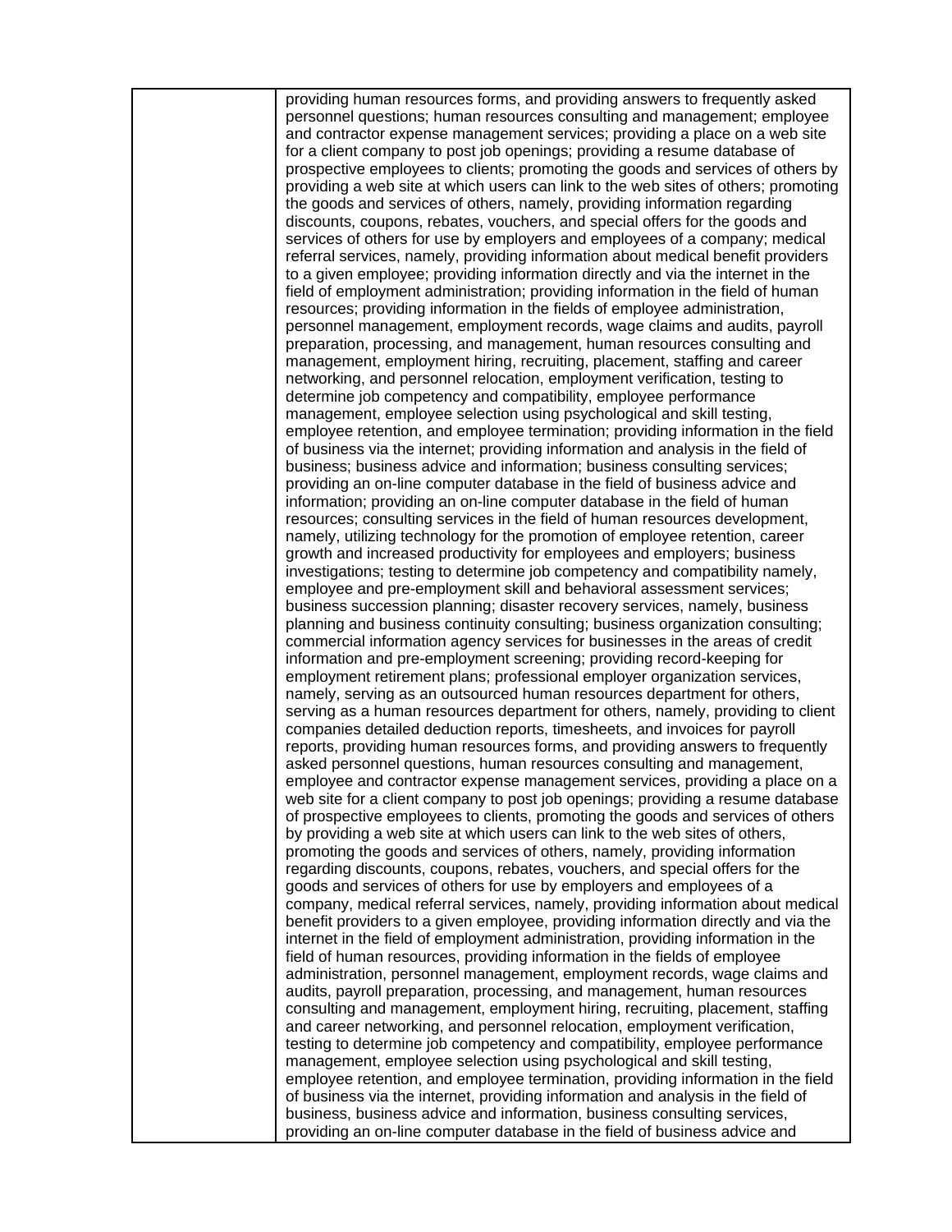| | |
|---|---|
| | providing human resources forms, and providing answers to frequently asked personnel questions; human resources consulting and management; employee and contractor expense management services; providing a place on a web site for a client company to post job openings; providing a resume database of prospective employees to clients; promoting the goods and services of others by providing a web site at which users can link to the web sites of others; promoting the goods and services of others, namely, providing information regarding discounts, coupons, rebates, vouchers, and special offers for the goods and services of others for use by employers and employees of a company; medical referral services, namely, providing information about medical benefit providers to a given employee; providing information directly and via the internet in the field of employment administration; providing information in the field of human resources; providing information in the fields of employee administration, personnel management, employment records, wage claims and audits, payroll preparation, processing, and management, human resources consulting and management, employment hiring, recruiting, placement, staffing and career networking, and personnel relocation, employment verification, testing to determine job competency and compatibility, employee performance management, employee selection using psychological and skill testing, employee retention, and employee termination; providing information in the field of business via the internet; providing information and analysis in the field of business; business advice and information; business consulting services; providing an on-line computer database in the field of business advice and information; providing an on-line computer database in the field of human resources; consulting services in the field of human resources development, namely, utilizing technology for the promotion of employee retention, career growth and increased productivity for employees and employers; business investigations; testing to determine job competency and compatibility namely, employee and pre-employment skill and behavioral assessment services; business succession planning; disaster recovery services, namely, business planning and business continuity consulting; business organization consulting; commercial information agency services for businesses in the areas of credit information and pre-employment screening; providing record-keeping for employment retirement plans; professional employer organization services, namely, serving as an outsourced human resources department for others, serving as a human resources department for others, namely, providing to client companies detailed deduction reports, timesheets, and invoices for payroll reports, providing human resources forms, and providing answers to frequently asked personnel questions, human resources consulting and management, employee and contractor expense management services, providing a place on a web site for a client company to post job openings; providing a resume database of prospective employees to clients, promoting the goods and services of others by providing a web site at which users can link to the web sites of others, promoting the goods and services of others, namely, providing information regarding discounts, coupons, rebates, vouchers, and special offers for the goods and services of others for use by employers and employees of a company, medical referral services, namely, providing information about medical benefit providers to a given employee, providing information directly and via the internet in the field of employment administration, providing information in the field of human resources, providing information in the fields of employee administration, personnel management, employment records, wage claims and audits, payroll preparation, processing, and management, human resources consulting and management, employment hiring, recruiting, placement, staffing and career networking, and personnel relocation, employment verification, testing to determine job competency and compatibility, employee performance management, employee selection using psychological and skill testing, employee retention, and employee termination, providing information in the field of business via the internet, providing information and analysis in the field of business, business advice and information, business consulting services, providing an on-line computer database in the field of business advice and |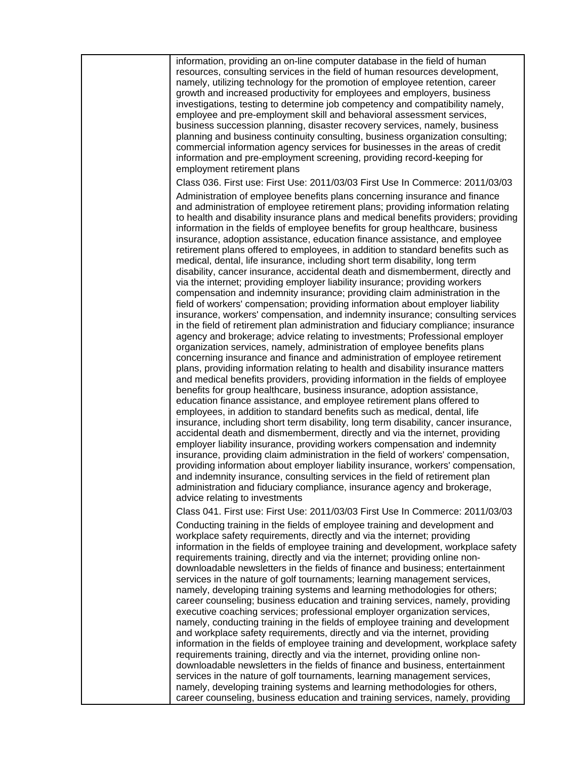| | |
|---|---|
| | information, providing an on-line computer database in the field of human resources, consulting services in the field of human resources development, namely, utilizing technology for the promotion of employee retention, career growth and increased productivity for employees and employers, business investigations, testing to determine job competency and compatibility namely, employee and pre-employment skill and behavioral assessment services, business succession planning, disaster recovery services, namely, business planning and business continuity consulting, business organization consulting; commercial information agency services for businesses in the areas of credit information and pre-employment screening, providing record-keeping for employment retirement plans<br><br>Class 036. First use: First Use: 2011/03/03 First Use In Commerce: 2011/03/03<br><br>Administration of employee benefits plans concerning insurance and finance and administration of employee retirement plans; providing information relating to health and disability insurance plans and medical benefits providers; providing information in the fields of employee benefits for group healthcare, business insurance, adoption assistance, education finance assistance, and employee retirement plans offered to employees, in addition to standard benefits such as medical, dental, life insurance, including short term disability, long term disability, cancer insurance, accidental death and dismemberment, directly and via the internet; providing employer liability insurance; providing workers compensation and indemnity insurance; providing claim administration in the field of workers' compensation; providing information about employer liability insurance, workers' compensation, and indemnity insurance; consulting services in the field of retirement plan administration and fiduciary compliance; insurance agency and brokerage; advice relating to investments; Professional employer organization services, namely, administration of employee benefits plans concerning insurance and finance and administration of employee retirement plans, providing information relating to health and disability insurance matters and medical benefits providers, providing information in the fields of employee benefits for group healthcare, business insurance, adoption assistance, education finance assistance, and employee retirement plans offered to employees, in addition to standard benefits such as medical, dental, life insurance, including short term disability, long term disability, cancer insurance, accidental death and dismemberment, directly and via the internet, providing employer liability insurance, providing workers compensation and indemnity insurance, providing claim administration in the field of workers' compensation, providing information about employer liability insurance, workers' compensation, and indemnity insurance, consulting services in the field of retirement plan administration and fiduciary compliance, insurance agency and brokerage, advice relating to investments<br><br>Class 041. First use: First Use: 2011/03/03 First Use In Commerce: 2011/03/03<br><br>Conducting training in the fields of employee training and development and workplace safety requirements, directly and via the internet; providing information in the fields of employee training and development, workplace safety requirements training, directly and via the internet; providing online non-downloadable newsletters in the fields of finance and business; entertainment services in the nature of golf tournaments; learning management services, namely, developing training systems and learning methodologies for others; career counseling; business education and training services, namely, providing executive coaching services; professional employer organization services, namely, conducting training in the fields of employee training and development and workplace safety requirements, directly and via the internet, providing information in the fields of employee training and development, workplace safety requirements training, directly and via the internet, providing online non-downloadable newsletters in the fields of finance and business, entertainment services in the nature of golf tournaments, learning management services, namely, developing training systems and learning methodologies for others, career counseling, business education and training services, namely, providing |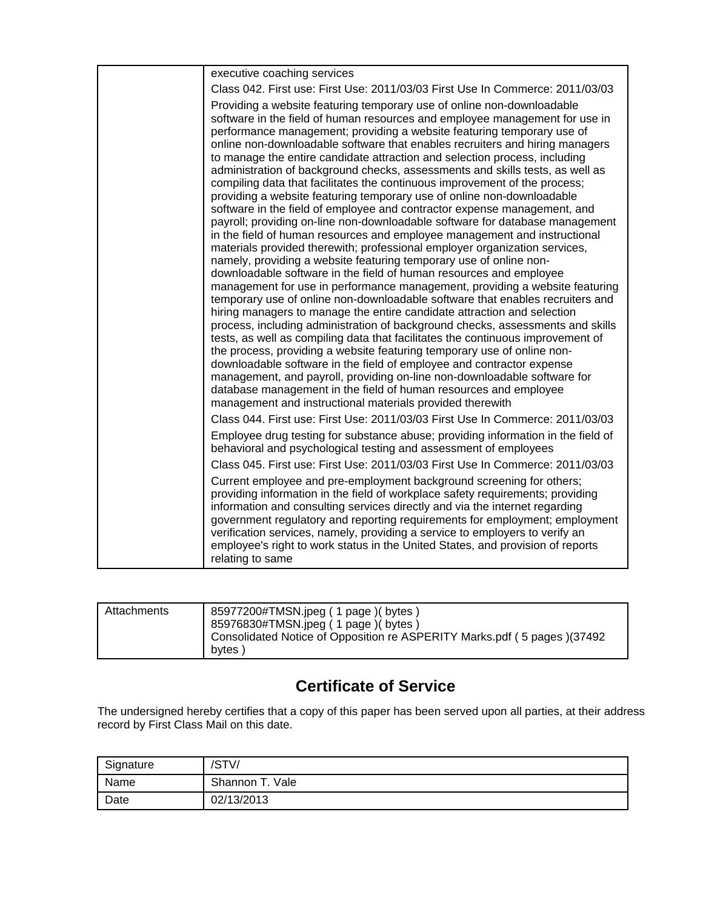| | |
|---|---|
| | executive coaching services |
| | Class 042. First use: First Use: 2011/03/03 First Use In Commerce: 2011/03/03 |
| | Providing a website featuring temporary use of online non-downloadable software in the field of human resources and employee management for use in performance management; providing a website featuring temporary use of online non-downloadable software that enables recruiters and hiring managers to manage the entire candidate attraction and selection process, including administration of background checks, assessments and skills tests, as well as compiling data that facilitates the continuous improvement of the process; providing a website featuring temporary use of online non-downloadable software in the field of employee and contractor expense management, and payroll; providing on-line non-downloadable software for database management in the field of human resources and employee management and instructional materials provided therewith; professional employer organization services, namely, providing a website featuring temporary use of online non-downloadable software in the field of human resources and employee management for use in performance management, providing a website featuring temporary use of online non-downloadable software that enables recruiters and hiring managers to manage the entire candidate attraction and selection process, including administration of background checks, assessments and skills tests, as well as compiling data that facilitates the continuous improvement of the process, providing a website featuring temporary use of online non-downloadable software in the field of employee and contractor expense management, and payroll, providing on-line non-downloadable software for database management in the field of human resources and employee management and instructional materials provided therewith |
| | Class 044. First use: First Use: 2011/03/03 First Use In Commerce: 2011/03/03 |
| | Employee drug testing for substance abuse; providing information in the field of behavioral and psychological testing and assessment of employees |
| | Class 045. First use: First Use: 2011/03/03 First Use In Commerce: 2011/03/03 |
| | Current employee and pre-employment background screening for others; providing information in the field of workplace safety requirements; providing information and consulting services directly and via the internet regarding government regulatory and reporting requirements for employment; employment verification services, namely, providing a service to employers to verify an employee's right to work status in the United States, and provision of reports relating to same |

| | |
|---|---|
| Attachments | 85977200#TMSN.jpeg ( 1 page )( bytes )<br>85976830#TMSN.jpeg ( 1 page )( bytes )<br>Consolidated Notice of Opposition re ASPERITY Marks.pdf ( 5 pages )(37492 bytes ) |

## Certificate of Service

The undersigned hereby certifies that a copy of this paper has been served upon all parties, at their address record by First Class Mail on this date.

| | |
|---|---|
| Signature | /STV/ |
| Name | Shannon T. Vale |
| Date | 02/13/2013 |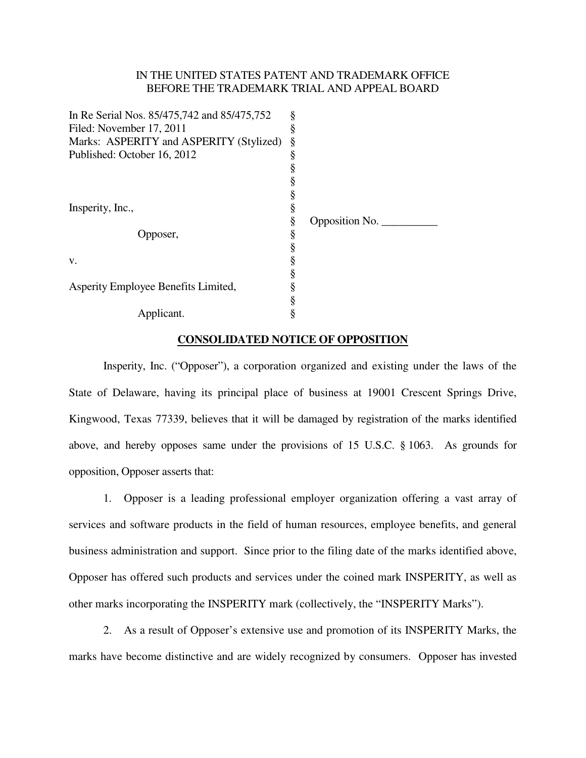IN THE UNITED STATES PATENT AND TRADEMARK OFFICE
BEFORE THE TRADEMARK TRIAL AND APPEAL BOARD

| | | |
|---|---|---|
| In Re Serial Nos. 85/475,742 and 85/475,752 | § | |
| Filed: November 17, 2011 | § | |
| Marks: ASPERITY and ASPERITY (Stylized) | § | |
| Published: October 16, 2012 | § | |
| | § | |
| | § | |
| | § | |
| Insperity, Inc., | § | |
| | § | Opposition No. __________ |
| Opposer, | § | |
| | § | |
| v. | § | |
| | § | |
| Asperity Employee Benefits Limited, | § | |
| | § | |
| Applicant. | § | |

**CONSOLIDATED NOTICE OF OPPOSITION**

Insperity, Inc. ("Opposer"), a corporation organized and existing under the laws of the State of Delaware, having its principal place of business at 19001 Crescent Springs Drive, Kingwood, Texas 77339, believes that it will be damaged by registration of the marks identified above, and hereby opposes same under the provisions of 15 U.S.C. § 1063. As grounds for opposition, Opposer asserts that:

1. Opposer is a leading professional employer organization offering a vast array of services and software products in the field of human resources, employee benefits, and general business administration and support. Since prior to the filing date of the marks identified above, Opposer has offered such products and services under the coined mark INSPERITY, as well as other marks incorporating the INSPERITY mark (collectively, the "INSPERITY Marks").

2. As a result of Opposer's extensive use and promotion of its INSPERITY Marks, the marks have become distinctive and are widely recognized by consumers. Opposer has invested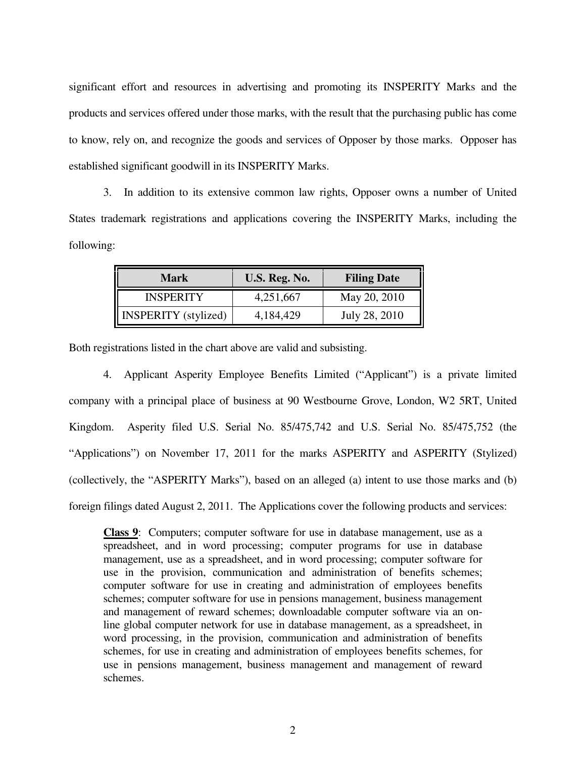significant effort and resources in advertising and promoting its INSPERITY Marks and the products and services offered under those marks, with the result that the purchasing public has come to know, rely on, and recognize the goods and services of Opposer by those marks. Opposer has established significant goodwill in its INSPERITY Marks.

3. In addition to its extensive common law rights, Opposer owns a number of United States trademark registrations and applications covering the INSPERITY Marks, including the following:

| Mark | U.S. Reg. No. | Filing Date |
|---|---|---|
| INSPERITY | 4,251,667 | May 20, 2010 |
| INSPERITY (stylized) | 4,184,429 | July 28, 2010 |

Both registrations listed in the chart above are valid and subsisting.

4. Applicant Asperity Employee Benefits Limited ("Applicant") is a private limited company with a principal place of business at 90 Westbourne Grove, London, W2 5RT, United Kingdom. Asperity filed U.S. Serial No. 85/475,742 and U.S. Serial No. 85/475,752 (the "Applications") on November 17, 2011 for the marks ASPERITY and ASPERITY (Stylized) (collectively, the "ASPERITY Marks"), based on an alleged (a) intent to use those marks and (b) foreign filings dated August 2, 2011. The Applications cover the following products and services:

> **Class 9**: Computers; computer software for use in database management, use as a spreadsheet, and in word processing; computer programs for use in database management, use as a spreadsheet, and in word processing; computer software for use in the provision, communication and administration of benefits schemes; computer software for use in creating and administration of employees benefits schemes; computer software for use in pensions management, business management and management of reward schemes; downloadable computer software via an on-line global computer network for use in database management, as a spreadsheet, in word processing, in the provision, communication and administration of benefits schemes, for use in creating and administration of employees benefits schemes, for use in pensions management, business management and management of reward schemes.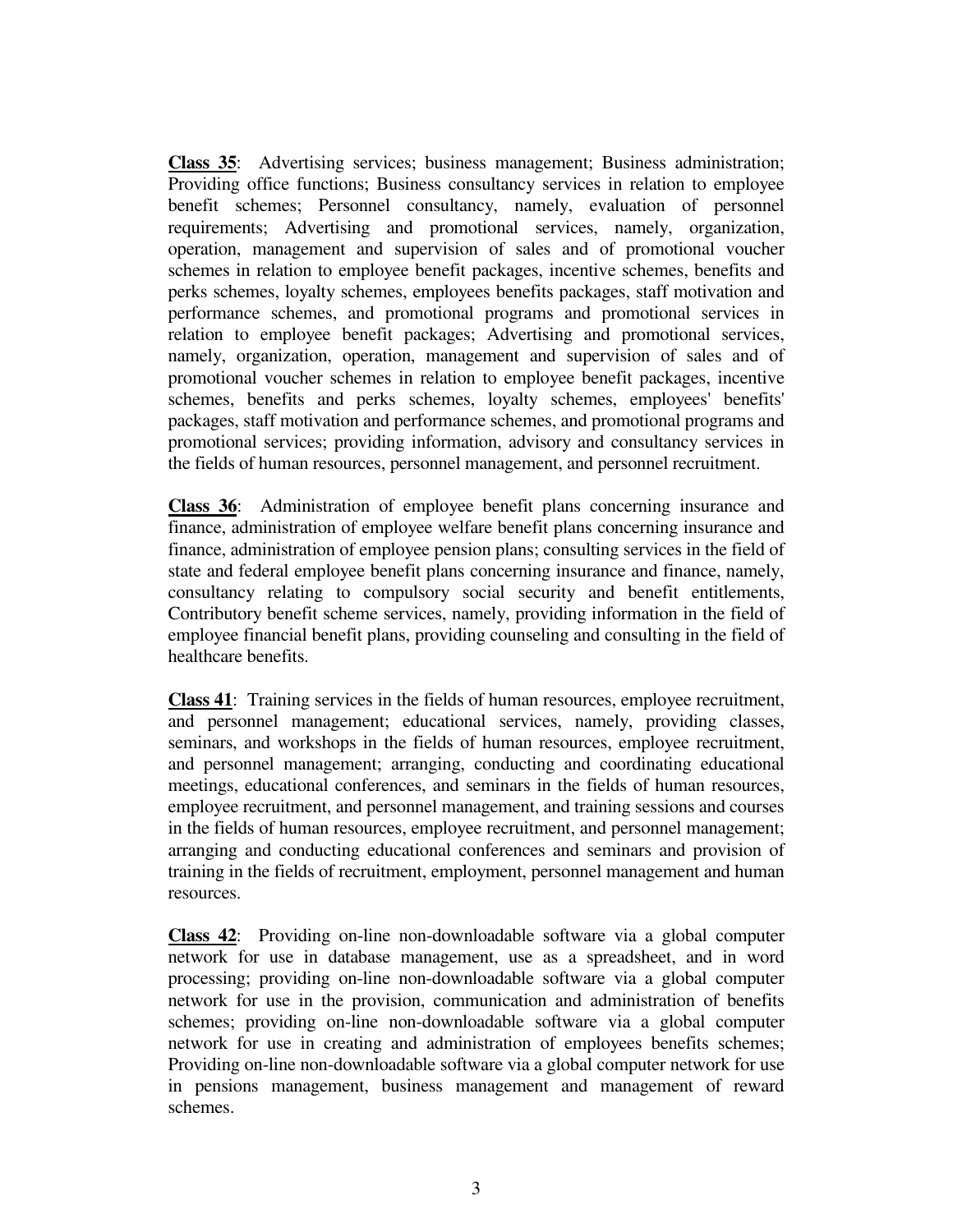**<u>Class 35</u>**: Advertising services; business management; Business administration; Providing office functions; Business consultancy services in relation to employee benefit schemes; Personnel consultancy, namely, evaluation of personnel requirements; Advertising and promotional services, namely, organization, operation, management and supervision of sales and of promotional voucher schemes in relation to employee benefit packages, incentive schemes, benefits and perks schemes, loyalty schemes, employees benefits packages, staff motivation and performance schemes, and promotional programs and promotional services in relation to employee benefit packages; Advertising and promotional services, namely, organization, operation, management and supervision of sales and of promotional voucher schemes in relation to employee benefit packages, incentive schemes, benefits and perks schemes, loyalty schemes, employees' benefits' packages, staff motivation and performance schemes, and promotional programs and promotional services; providing information, advisory and consultancy services in the fields of human resources, personnel management, and personnel recruitment.

**<u>Class 36</u>**: Administration of employee benefit plans concerning insurance and finance, administration of employee welfare benefit plans concerning insurance and finance, administration of employee pension plans; consulting services in the field of state and federal employee benefit plans concerning insurance and finance, namely, consultancy relating to compulsory social security and benefit entitlements, Contributory benefit scheme services, namely, providing information in the field of employee financial benefit plans, providing counseling and consulting in the field of healthcare benefits.

**<u>Class 41</u>**: Training services in the fields of human resources, employee recruitment, and personnel management; educational services, namely, providing classes, seminars, and workshops in the fields of human resources, employee recruitment, and personnel management; arranging, conducting and coordinating educational meetings, educational conferences, and seminars in the fields of human resources, employee recruitment, and personnel management, and training sessions and courses in the fields of human resources, employee recruitment, and personnel management; arranging and conducting educational conferences and seminars and provision of training in the fields of recruitment, employment, personnel management and human resources.

**<u>Class 42</u>**: Providing on-line non-downloadable software via a global computer network for use in database management, use as a spreadsheet, and in word processing; providing on-line non-downloadable software via a global computer network for use in the provision, communication and administration of benefits schemes; providing on-line non-downloadable software via a global computer network for use in creating and administration of employees benefits schemes; Providing on-line non-downloadable software via a global computer network for use in pensions management, business management and management of reward schemes.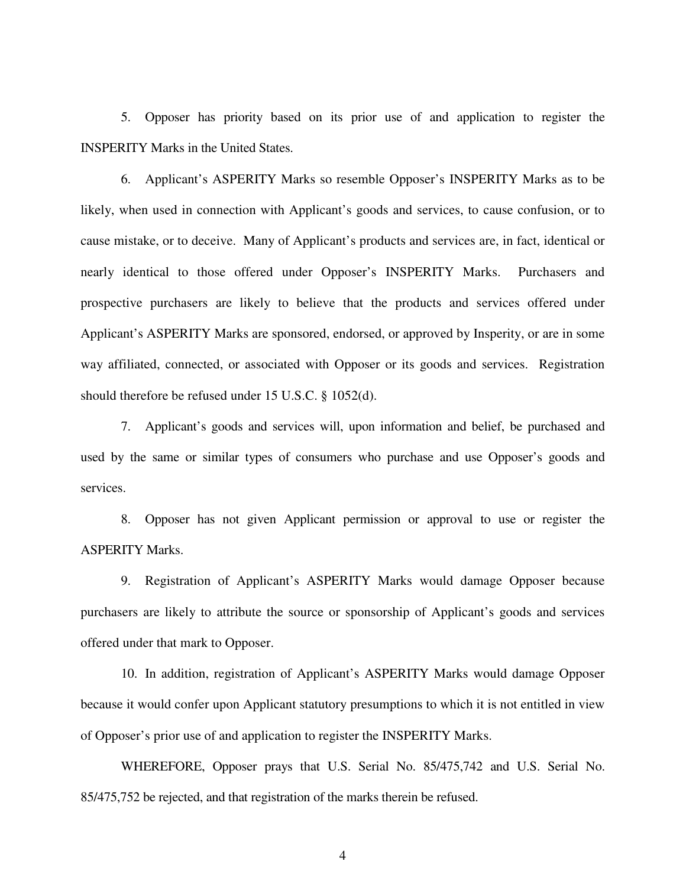5. Opposer has priority based on its prior use of and application to register the INSPERITY Marks in the United States.

6. Applicant's ASPERITY Marks so resemble Opposer's INSPERITY Marks as to be likely, when used in connection with Applicant's goods and services, to cause confusion, or to cause mistake, or to deceive. Many of Applicant's products and services are, in fact, identical or nearly identical to those offered under Opposer's INSPERITY Marks. Purchasers and prospective purchasers are likely to believe that the products and services offered under Applicant's ASPERITY Marks are sponsored, endorsed, or approved by Insperity, or are in some way affiliated, connected, or associated with Opposer or its goods and services. Registration should therefore be refused under 15 U.S.C. § 1052(d).

7. Applicant's goods and services will, upon information and belief, be purchased and used by the same or similar types of consumers who purchase and use Opposer's goods and services.

8. Opposer has not given Applicant permission or approval to use or register the ASPERITY Marks.

9. Registration of Applicant's ASPERITY Marks would damage Opposer because purchasers are likely to attribute the source or sponsorship of Applicant's goods and services offered under that mark to Opposer.

10. In addition, registration of Applicant's ASPERITY Marks would damage Opposer because it would confer upon Applicant statutory presumptions to which it is not entitled in view of Opposer's prior use of and application to register the INSPERITY Marks.

WHEREFORE, Opposer prays that U.S. Serial No. 85/475,742 and U.S. Serial No. 85/475,752 be rejected, and that registration of the marks therein be refused.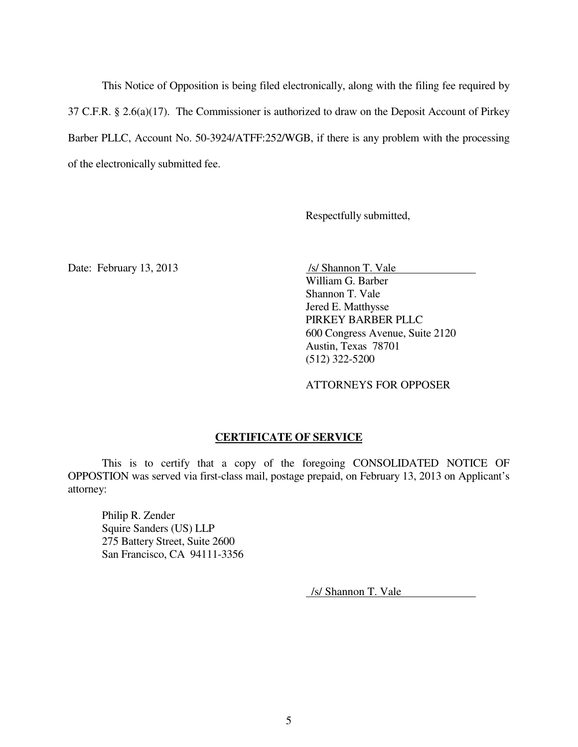This Notice of Opposition is being filed electronically, along with the filing fee required by 37 C.F.R. § 2.6(a)(17). The Commissioner is authorized to draw on the Deposit Account of Pirkey Barber PLLC, Account No. 50-3924/ATFF:252/WGB, if there is any problem with the processing of the electronically submitted fee.

Respectfully submitted,

Date: February 13, 2013

/s/ Shannon T. Vale
William G. Barber
Shannon T. Vale
Jered E. Matthysse
PIRKEY BARBER PLLC
600 Congress Avenue, Suite 2120
Austin, Texas 78701
(512) 322-5200

ATTORNEYS FOR OPPOSER

## CERTIFICATE OF SERVICE

This is to certify that a copy of the foregoing CONSOLIDATED NOTICE OF OPPOSTION was served via first-class mail, postage prepaid, on February 13, 2013 on Applicant's attorney:

Philip R. Zender
Squire Sanders (US) LLP
275 Battery Street, Suite 2600
San Francisco, CA 94111-3356

/s/ Shannon T. Vale